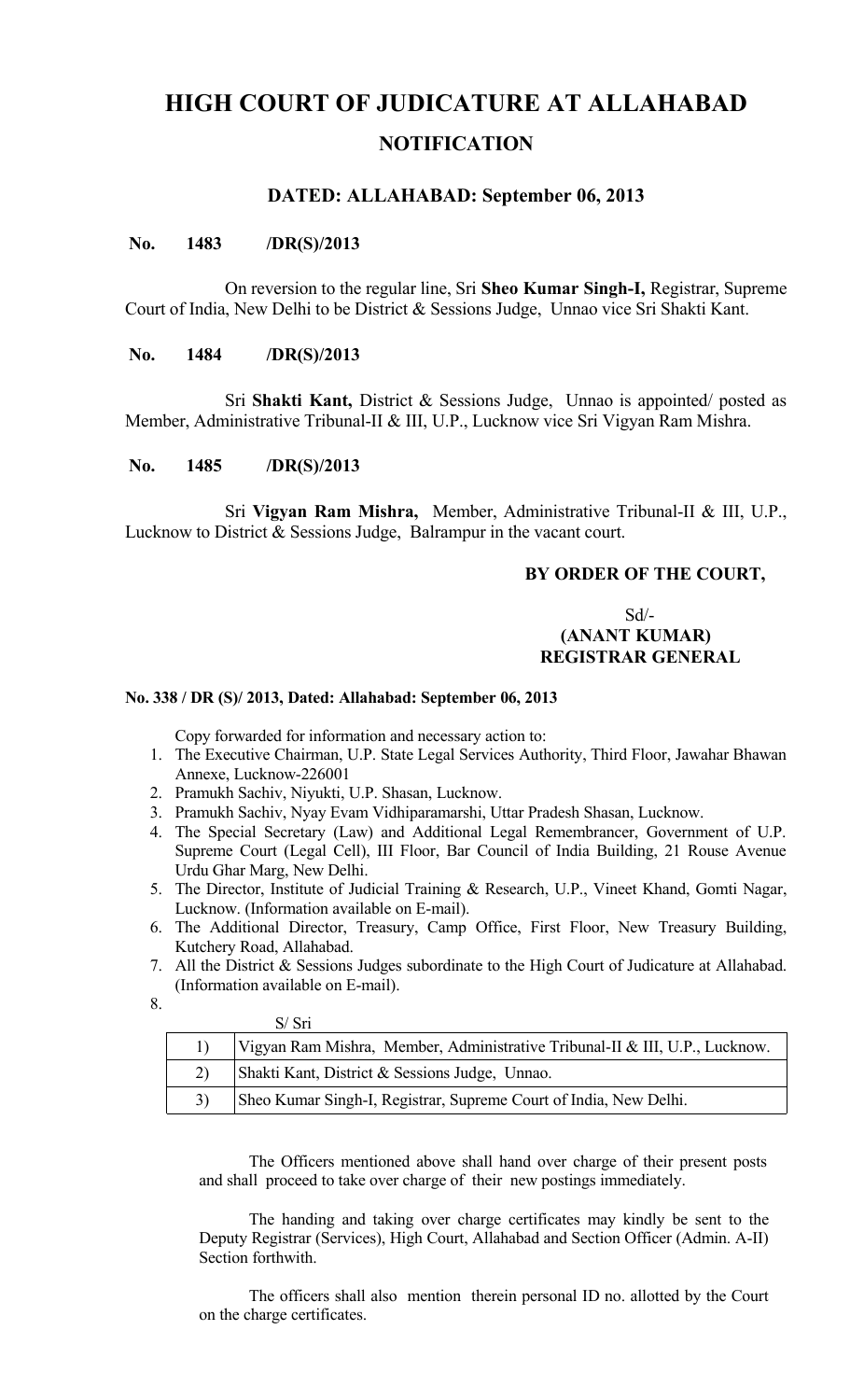# HIGH COURT OF JUDICATURE AT ALLAHABAD

## NOTIFICATION

### DATED: ALLAHABAD: September 06, 2013

**No. 1483 /DR(S)/2013**

On reversion to the regular line, Sri **Sheo Kumar Singh-I,** Registrar, Supreme Court of India, New Delhi to be District & Sessions Judge, Unnao vice Sri Shakti Kant.

**No. 1484 /DR(S)/2013**

Sri **Shakti Kant,** District & Sessions Judge, Unnao is appointed/ posted as Member, Administrative Tribunal-II & III, U.P., Lucknow vice Sri Vigyan Ram Mishra.

**No. 1485 /DR(S)/2013**

Sri **Vigyan Ram Mishra,** Member, Administrative Tribunal-II & III, U.P., Lucknow to District & Sessions Judge, Balrampur in the vacant court.

**BY ORDER OF THE COURT,**

Sd/-
**(ANANT KUMAR)**
**REGISTRAR GENERAL**

**No. 338 / DR (S)/ 2013, Dated: Allahabad: September 06, 2013**

Copy forwarded for information and necessary action to:

1. The Executive Chairman, U.P. State Legal Services Authority, Third Floor, Jawahar Bhawan Annexe, Lucknow-226001
2. Pramukh Sachiv, Niyukti, U.P. Shasan, Lucknow.
3. Pramukh Sachiv, Nyay Evam Vidhiparamarshi, Uttar Pradesh Shasan, Lucknow.
4. The Special Secretary (Law) and Additional Legal Remembrancer, Government of U.P. Supreme Court (Legal Cell), III Floor, Bar Council of India Building, 21 Rouse Avenue Urdu Ghar Marg, New Delhi.
5. The Director, Institute of Judicial Training & Research, U.P., Vineet Khand, Gomti Nagar, Lucknow. (Information available on E-mail).
6. The Additional Director, Treasury, Camp Office, First Floor, New Treasury Building, Kutchery Road, Allahabad.
7. All the District & Sessions Judges subordinate to the High Court of Judicature at Allahabad. (Information available on E-mail).
8. S/ Sri

| | |
|---|---|
| 1) | Vigyan Ram Mishra, Member, Administrative Tribunal-II & III, U.P., Lucknow. |
| 2) | Shakti Kant, District & Sessions Judge, Unnao. |
| 3) | Sheo Kumar Singh-I, Registrar, Supreme Court of India, New Delhi. |

The Officers mentioned above shall hand over charge of their present posts and shall proceed to take over charge of their new postings immediately.

The handing and taking over charge certificates may kindly be sent to the Deputy Registrar (Services), High Court, Allahabad and Section Officer (Admin. A-II) Section forthwith.

The officers shall also mention therein personal ID no. allotted by the Court on the charge certificates.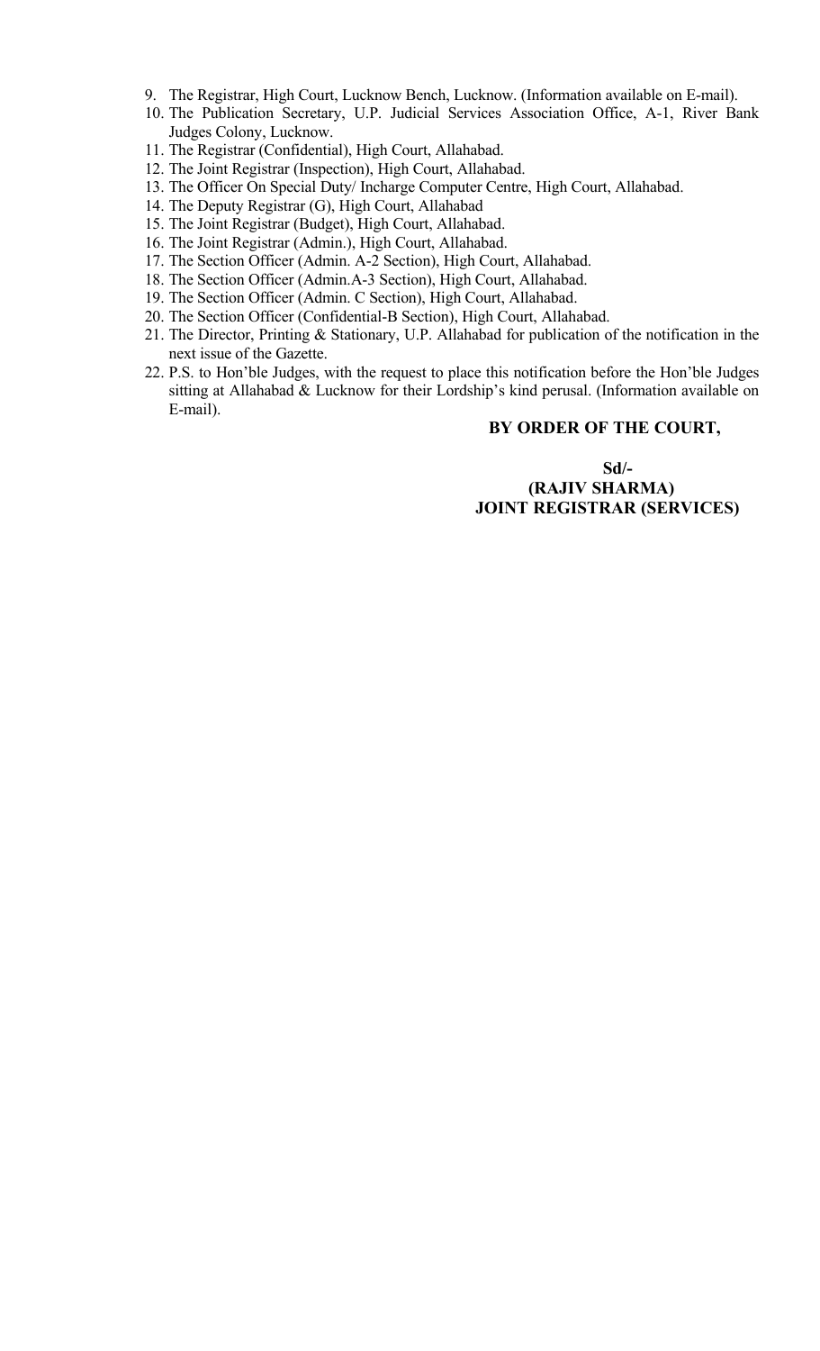9. The Registrar, High Court, Lucknow Bench, Lucknow. (Information available on E-mail).
10. The Publication Secretary, U.P. Judicial Services Association Office, A-1, River Bank Judges Colony, Lucknow.
11. The Registrar (Confidential), High Court, Allahabad.
12. The Joint Registrar (Inspection), High Court, Allahabad.
13. The Officer On Special Duty/ Incharge Computer Centre, High Court, Allahabad.
14. The Deputy Registrar (G), High Court, Allahabad
15. The Joint Registrar (Budget), High Court, Allahabad.
16. The Joint Registrar (Admin.), High Court, Allahabad.
17. The Section Officer (Admin. A-2 Section), High Court, Allahabad.
18. The Section Officer (Admin.A-3 Section), High Court, Allahabad.
19. The Section Officer (Admin. C Section), High Court, Allahabad.
20. The Section Officer (Confidential-B Section), High Court, Allahabad.
21. The Director, Printing & Stationary, U.P. Allahabad for publication of the notification in the next issue of the Gazette.
22. P.S. to Hon'ble Judges, with the request to place this notification before the Hon'ble Judges sitting at Allahabad & Lucknow for their Lordship's kind perusal. (Information available on E-mail).

**BY ORDER OF THE COURT,**

**Sd/-**
**(RAJIV SHARMA)**
**JOINT REGISTRAR (SERVICES)**